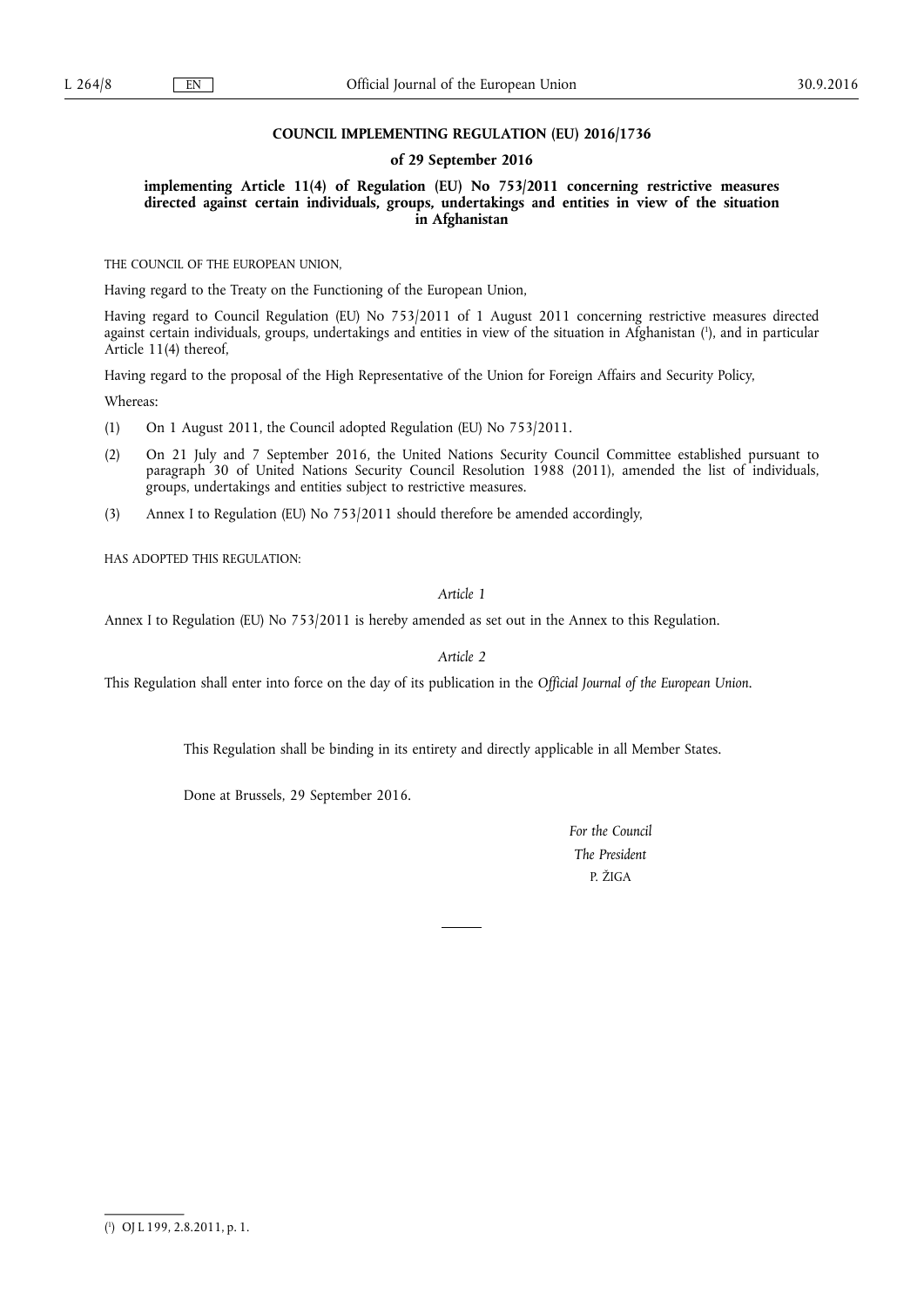**COUNCIL IMPLEMENTING REGULATION (EU) 2016/1736**

**of 29 September 2016**

**implementing Article 11(4) of Regulation (EU) No 753/2011 concerning restrictive measures directed against certain individuals, groups, undertakings and entities in view of the situation in Afghanistan**

THE COUNCIL OF THE EUROPEAN UNION,

Having regard to the Treaty on the Functioning of the European Union,

Having regard to Council Regulation (EU) No 753/2011 of 1 August 2011 concerning restrictive measures directed against certain individuals, groups, undertakings and entities in view of the situation in Afghanistan ([1]), and in particular Article 11(4) thereof,

Having regard to the proposal of the High Representative of the Union for Foreign Affairs and Security Policy,

Whereas:

(1) On 1 August 2011, the Council adopted Regulation (EU) No 753/2011.

(2) On 21 July and 7 September 2016, the United Nations Security Council Committee established pursuant to paragraph 30 of United Nations Security Council Resolution 1988 (2011), amended the list of individuals, groups, undertakings and entities subject to restrictive measures.

(3) Annex I to Regulation (EU) No 753/2011 should therefore be amended accordingly,

HAS ADOPTED THIS REGULATION:

*Article 1*

Annex I to Regulation (EU) No 753/2011 is hereby amended as set out in the Annex to this Regulation.

*Article 2*

This Regulation shall enter into force on the day of its publication in the *Official Journal of the European Union*.

This Regulation shall be binding in its entirety and directly applicable in all Member States.

Done at Brussels, 29 September 2016.

*For the Council*

*The President*

P. ŽIGA

---

([1]) OJ L 199, 2.8.2011, p. 1.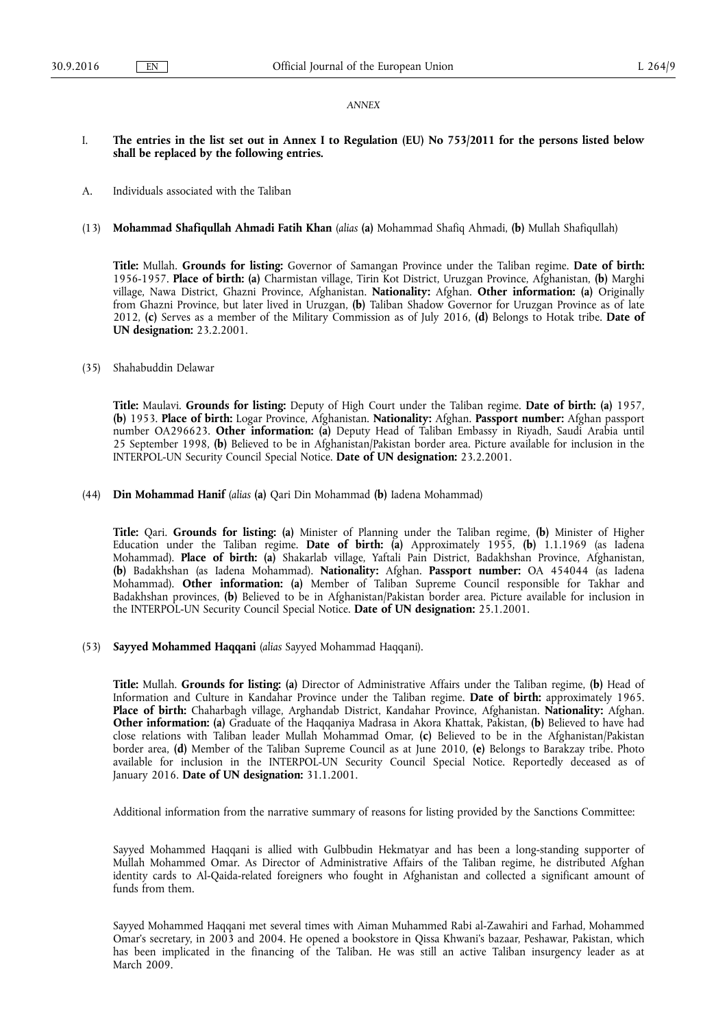*ANNEX*

I. **The entries in the list set out in Annex I to Regulation (EU) No 753/2011 for the persons listed below shall be replaced by the following entries.**

A. Individuals associated with the Taliban

(13) **Mohammad Shafiqullah Ahmadi Fatih Khan** (*alias* **(a)** Mohammad Shafiq Ahmadi, **(b)** Mullah Shafiqullah)

**Title:** Mullah. **Grounds for listing:** Governor of Samangan Province under the Taliban regime. **Date of birth:** 1956-1957. **Place of birth:** **(a)** Charmistan village, Tirin Kot District, Uruzgan Province, Afghanistan, **(b)** Marghi village, Nawa District, Ghazni Province, Afghanistan. **Nationality:** Afghan. **Other information:** **(a)** Originally from Ghazni Province, but later lived in Uruzgan, **(b)** Taliban Shadow Governor for Uruzgan Province as of late 2012, **(c)** Serves as a member of the Military Commission as of July 2016, **(d)** Belongs to Hotak tribe. **Date of UN designation:** 23.2.2001.

(35) Shahabuddin Delawar

**Title:** Maulavi. **Grounds for listing:** Deputy of High Court under the Taliban regime. **Date of birth:** **(a)** 1957, **(b)** 1953. **Place of birth:** Logar Province, Afghanistan. **Nationality:** Afghan. **Passport number:** Afghan passport number OA296623. **Other information:** **(a)** Deputy Head of Taliban Embassy in Riyadh, Saudi Arabia until 25 September 1998, **(b)** Believed to be in Afghanistan/Pakistan border area. Picture available for inclusion in the INTERPOL-UN Security Council Special Notice. **Date of UN designation:** 23.2.2001.

(44) **Din Mohammad Hanif** (*alias* **(a)** Qari Din Mohammad **(b)** Iadena Mohammad)

**Title:** Qari. **Grounds for listing:** **(a)** Minister of Planning under the Taliban regime, **(b)** Minister of Higher Education under the Taliban regime. **Date of birth:** **(a)** Approximately 1955, **(b)** 1.1.1969 (as Iadena Mohammad). **Place of birth:** **(a)** Shakarlab village, Yaftali Pain District, Badakhshan Province, Afghanistan, **(b)** Badakhshan (as Iadena Mohammad). **Nationality:** Afghan. **Passport number:** OA 454044 (as Iadena Mohammad). **Other information:** **(a)** Member of Taliban Supreme Council responsible for Takhar and Badakhshan provinces, **(b)** Believed to be in Afghanistan/Pakistan border area. Picture available for inclusion in the INTERPOL-UN Security Council Special Notice. **Date of UN designation:** 25.1.2001.

(53) **Sayyed Mohammed Haqqani** (*alias* Sayyed Mohammad Haqqani).

**Title:** Mullah. **Grounds for listing:** **(a)** Director of Administrative Affairs under the Taliban regime, **(b)** Head of Information and Culture in Kandahar Province under the Taliban regime. **Date of birth:** approximately 1965. **Place of birth:** Chaharbagh village, Arghandab District, Kandahar Province, Afghanistan. **Nationality:** Afghan. **Other information:** **(a)** Graduate of the Haqqaniya Madrasa in Akora Khattak, Pakistan, **(b)** Believed to have had close relations with Taliban leader Mullah Mohammad Omar, **(c)** Believed to be in the Afghanistan/Pakistan border area, **(d)** Member of the Taliban Supreme Council as at June 2010, **(e)** Belongs to Barakzay tribe. Photo available for inclusion in the INTERPOL-UN Security Council Special Notice. Reportedly deceased as of January 2016. **Date of UN designation:** 31.1.2001.

Additional information from the narrative summary of reasons for listing provided by the Sanctions Committee:

Sayyed Mohammed Haqqani is allied with Gulbbudin Hekmatyar and has been a long-standing supporter of Mullah Mohammed Omar. As Director of Administrative Affairs of the Taliban regime, he distributed Afghan identity cards to Al-Qaida-related foreigners who fought in Afghanistan and collected a significant amount of funds from them.

Sayyed Mohammed Haqqani met several times with Aiman Muhammed Rabi al-Zawahiri and Farhad, Mohammed Omar's secretary, in 2003 and 2004. He opened a bookstore in Qissa Khwani's bazaar, Peshawar, Pakistan, which has been implicated in the financing of the Taliban. He was still an active Taliban insurgency leader as at March 2009.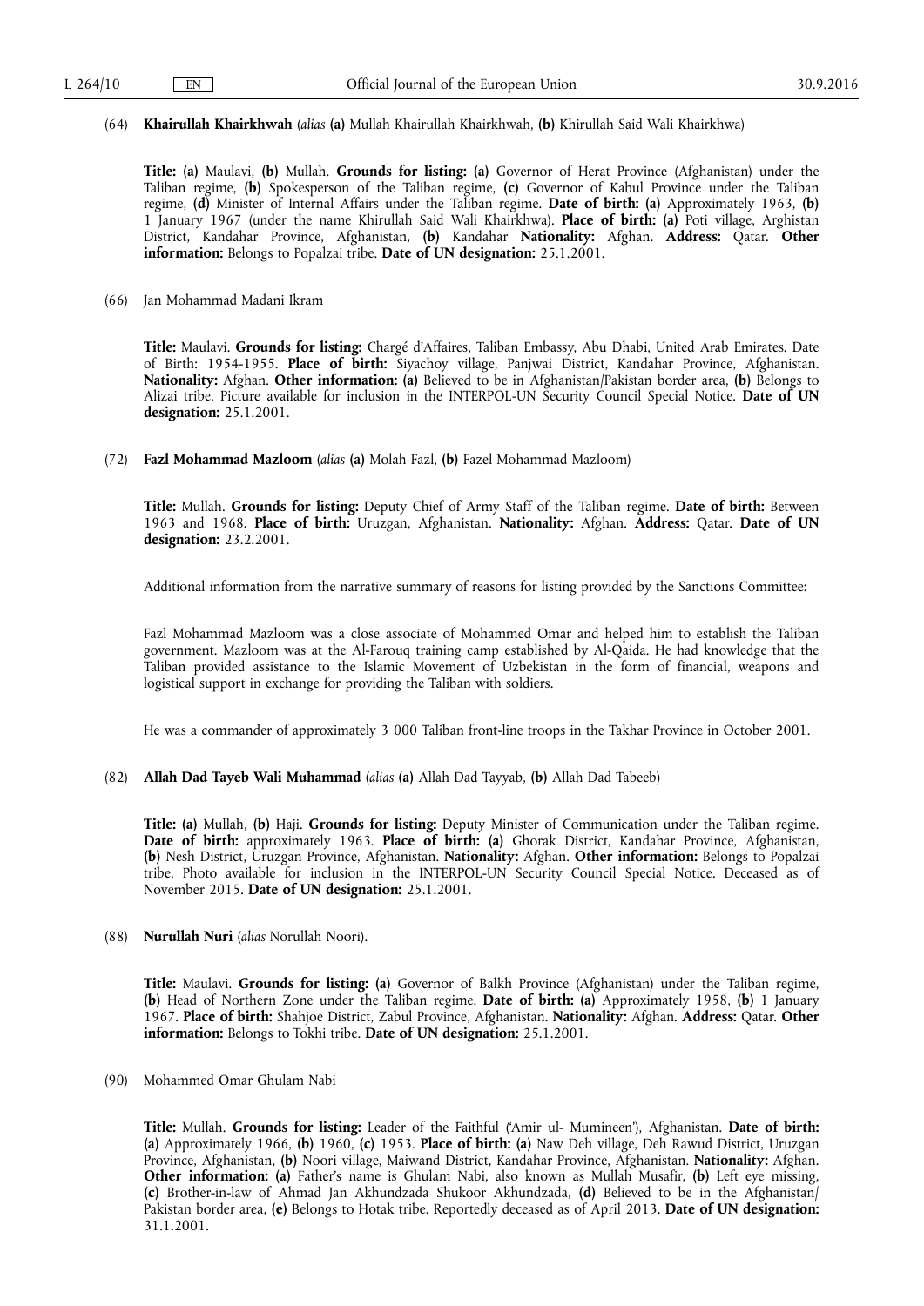(64) **Khairullah Khairkhwah** (*alias* **(a)** Mullah Khairullah Khairkhwah, **(b)** Khirullah Said Wali Khairkhwa)

**Title:** **(a)** Maulavi, **(b)** Mullah. **Grounds for listing:** **(a)** Governor of Herat Province (Afghanistan) under the Taliban regime, **(b)** Spokesperson of the Taliban regime, **(c)** Governor of Kabul Province under the Taliban regime, **(d)** Minister of Internal Affairs under the Taliban regime. **Date of birth:** **(a)** Approximately 1963, **(b)** 1 January 1967 (under the name Khirullah Said Wali Khairkhwa). **Place of birth:** **(a)** Poti village, Arghistan District, Kandahar Province, Afghanistan, **(b)** Kandahar **Nationality:** Afghan. **Address:** Qatar. **Other information:** Belongs to Popalzai tribe. **Date of UN designation:** 25.1.2001.

(66) Jan Mohammad Madani Ikram

**Title:** Maulavi. **Grounds for listing:** Chargé d'Affaires, Taliban Embassy, Abu Dhabi, United Arab Emirates. Date of Birth: 1954-1955. **Place of birth:** Siyachoy village, Panjwai District, Kandahar Province, Afghanistan. **Nationality:** Afghan. **Other information:** **(a)** Believed to be in Afghanistan/Pakistan border area, **(b)** Belongs to Alizai tribe. Picture available for inclusion in the INTERPOL-UN Security Council Special Notice. **Date of UN designation:** 25.1.2001.

(72) **Fazl Mohammad Mazloom** (*alias* **(a)** Molah Fazl, **(b)** Fazel Mohammad Mazloom)

**Title:** Mullah. **Grounds for listing:** Deputy Chief of Army Staff of the Taliban regime. **Date of birth:** Between 1963 and 1968. **Place of birth:** Uruzgan, Afghanistan. **Nationality:** Afghan. **Address:** Qatar. **Date of UN designation:** 23.2.2001.

Additional information from the narrative summary of reasons for listing provided by the Sanctions Committee:

Fazl Mohammad Mazloom was a close associate of Mohammed Omar and helped him to establish the Taliban government. Mazloom was at the Al-Farouq training camp established by Al-Qaida. He had knowledge that the Taliban provided assistance to the Islamic Movement of Uzbekistan in the form of financial, weapons and logistical support in exchange for providing the Taliban with soldiers.

He was a commander of approximately 3 000 Taliban front-line troops in the Takhar Province in October 2001.

(82) **Allah Dad Tayeb Wali Muhammad** (*alias* **(a)** Allah Dad Tayyab, **(b)** Allah Dad Tabeeb)

**Title:** **(a)** Mullah, **(b)** Haji. **Grounds for listing:** Deputy Minister of Communication under the Taliban regime. **Date of birth:** approximately 1963. **Place of birth:** **(a)** Ghorak District, Kandahar Province, Afghanistan, **(b)** Nesh District, Uruzgan Province, Afghanistan. **Nationality:** Afghan. **Other information:** Belongs to Popalzai tribe. Photo available for inclusion in the INTERPOL-UN Security Council Special Notice. Deceased as of November 2015. **Date of UN designation:** 25.1.2001.

(88) **Nurullah Nuri** (*alias* Norullah Noori).

**Title:** Maulavi. **Grounds for listing:** **(a)** Governor of Balkh Province (Afghanistan) under the Taliban regime, **(b)** Head of Northern Zone under the Taliban regime. **Date of birth:** **(a)** Approximately 1958, **(b)** 1 January 1967. **Place of birth:** Shahjoe District, Zabul Province, Afghanistan. **Nationality:** Afghan. **Address:** Qatar. **Other information:** Belongs to Tokhi tribe. **Date of UN designation:** 25.1.2001.

(90) Mohammed Omar Ghulam Nabi

**Title:** Mullah. **Grounds for listing:** Leader of the Faithful ('Amir ul- Mumineen'), Afghanistan. **Date of birth:** **(a)** Approximately 1966, **(b)** 1960, **(c)** 1953. **Place of birth:** **(a)** Naw Deh village, Deh Rawud District, Uruzgan Province, Afghanistan, **(b)** Noori village, Maiwand District, Kandahar Province, Afghanistan. **Nationality:** Afghan. **Other information:** **(a)** Father's name is Ghulam Nabi, also known as Mullah Musafir, **(b)** Left eye missing, **(c)** Brother-in-law of Ahmad Jan Akhundzada Shukoor Akhundzada, **(d)** Believed to be in the Afghanistan/Pakistan border area, **(e)** Belongs to Hotak tribe. Reportedly deceased as of April 2013. **Date of UN designation:** 31.1.2001.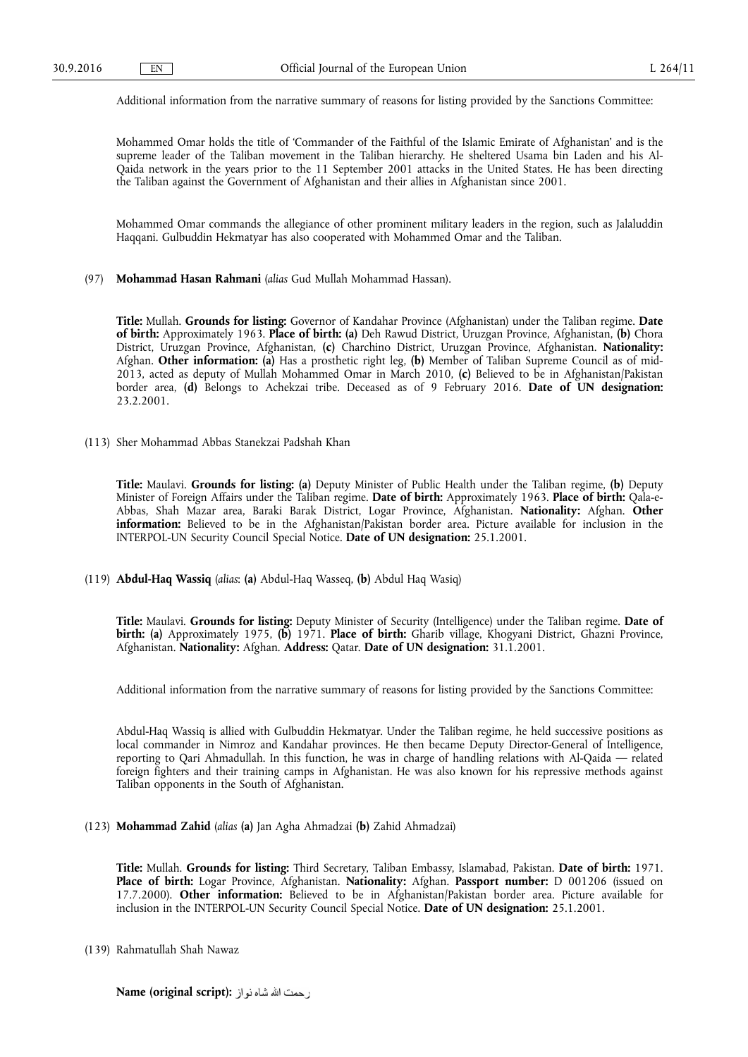Additional information from the narrative summary of reasons for listing provided by the Sanctions Committee:

Mohammed Omar holds the title of 'Commander of the Faithful of the Islamic Emirate of Afghanistan' and is the supreme leader of the Taliban movement in the Taliban hierarchy. He sheltered Usama bin Laden and his Al-Qaida network in the years prior to the 11 September 2001 attacks in the United States. He has been directing the Taliban against the Government of Afghanistan and their allies in Afghanistan since 2001.

Mohammed Omar commands the allegiance of other prominent military leaders in the region, such as Jalaluddin Haqqani. Gulbuddin Hekmatyar has also cooperated with Mohammed Omar and the Taliban.

(97) **Mohammad Hasan Rahmani** (*alias* Gud Mullah Mohammad Hassan).

**Title:** Mullah. **Grounds for listing:** Governor of Kandahar Province (Afghanistan) under the Taliban regime. **Date of birth:** Approximately 1963. **Place of birth:** **(a)** Deh Rawud District, Uruzgan Province, Afghanistan, **(b)** Chora District, Uruzgan Province, Afghanistan, **(c)** Charchino District, Uruzgan Province, Afghanistan. **Nationality:** Afghan. **Other information:** **(a)** Has a prosthetic right leg, **(b)** Member of Taliban Supreme Council as of mid-2013, acted as deputy of Mullah Mohammed Omar in March 2010, **(c)** Believed to be in Afghanistan/Pakistan border area, **(d)** Belongs to Achekzai tribe. Deceased as of 9 February 2016. **Date of UN designation:** 23.2.2001.

(113) Sher Mohammad Abbas Stanekzai Padshah Khan

**Title:** Maulavi. **Grounds for listing:** **(a)** Deputy Minister of Public Health under the Taliban regime, **(b)** Deputy Minister of Foreign Affairs under the Taliban regime. **Date of birth:** Approximately 1963. **Place of birth:** Qala-e-Abbas, Shah Mazar area, Baraki Barak District, Logar Province, Afghanistan. **Nationality:** Afghan. **Other information:** Believed to be in the Afghanistan/Pakistan border area. Picture available for inclusion in the INTERPOL-UN Security Council Special Notice. **Date of UN designation:** 25.1.2001.

(119) **Abdul-Haq Wassiq** (*alias*: **(a)** Abdul-Haq Wasseq, **(b)** Abdul Haq Wasiq)

**Title:** Maulavi. **Grounds for listing:** Deputy Minister of Security (Intelligence) under the Taliban regime. **Date of birth:** **(a)** Approximately 1975, **(b)** 1971. **Place of birth:** Gharib village, Khogyani District, Ghazni Province, Afghanistan. **Nationality:** Afghan. **Address:** Qatar. **Date of UN designation:** 31.1.2001.

Additional information from the narrative summary of reasons for listing provided by the Sanctions Committee:

Abdul-Haq Wassiq is allied with Gulbuddin Hekmatyar. Under the Taliban regime, he held successive positions as local commander in Nimroz and Kandahar provinces. He then became Deputy Director-General of Intelligence, reporting to Qari Ahmadullah. In this function, he was in charge of handling relations with Al-Qaida — related foreign fighters and their training camps in Afghanistan. He was also known for his repressive methods against Taliban opponents in the South of Afghanistan.

(123) **Mohammad Zahid** (*alias* **(a)** Jan Agha Ahmadzai **(b)** Zahid Ahmadzai)

**Title:** Mullah. **Grounds for listing:** Third Secretary, Taliban Embassy, Islamabad, Pakistan. **Date of birth:** 1971. **Place of birth:** Logar Province, Afghanistan. **Nationality:** Afghan. **Passport number:** D 001206 (issued on 17.7.2000). **Other information:** Believed to be in Afghanistan/Pakistan border area. Picture available for inclusion in the INTERPOL-UN Security Council Special Notice. **Date of UN designation:** 25.1.2001.

(139) Rahmatullah Shah Nawaz

**Name (original script):** رحمت الله شاه نواز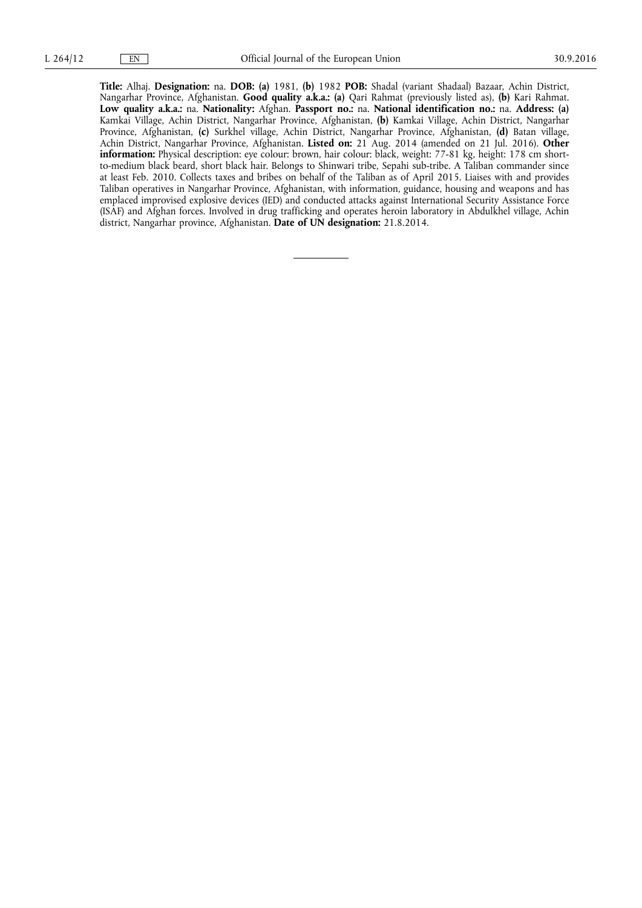**Title:** Alhaj. **Designation:** na. **DOB:** **(a)** 1981, **(b)** 1982 **POB:** Shadal (variant Shadaal) Bazaar, Achin District, Nangarhar Province, Afghanistan. **Good quality a.k.a.:** **(a)** Qari Rahmat (previously listed as), **(b)** Kari Rahmat. **Low quality a.k.a.:** na. **Nationality:** Afghan. **Passport no.:** na. **National identification no.:** na. **Address:** **(a)** Kamkai Village, Achin District, Nangarhar Province, Afghanistan, **(b)** Kamkai Village, Achin District, Nangarhar Province, Afghanistan, **(c)** Surkhel village, Achin District, Nangarhar Province, Afghanistan, **(d)** Batan village, Achin District, Nangarhar Province, Afghanistan. **Listed on:** 21 Aug. 2014 (amended on 21 Jul. 2016). **Other information:** Physical description: eye colour: brown, hair colour: black, weight: 77-81 kg, height: 178 cm short-to-medium black beard, short black hair. Belongs to Shinwari tribe, Sepahi sub-tribe. A Taliban commander since at least Feb. 2010. Collects taxes and bribes on behalf of the Taliban as of April 2015. Liaises with and provides Taliban operatives in Nangarhar Province, Afghanistan, with information, guidance, housing and weapons and has emplaced improvised explosive devices (IED) and conducted attacks against International Security Assistance Force (ISAF) and Afghan forces. Involved in drug trafficking and operates heroin laboratory in Abdulkhel village, Achin district, Nangarhar province, Afghanistan. **Date of UN designation:** 21.8.2014.